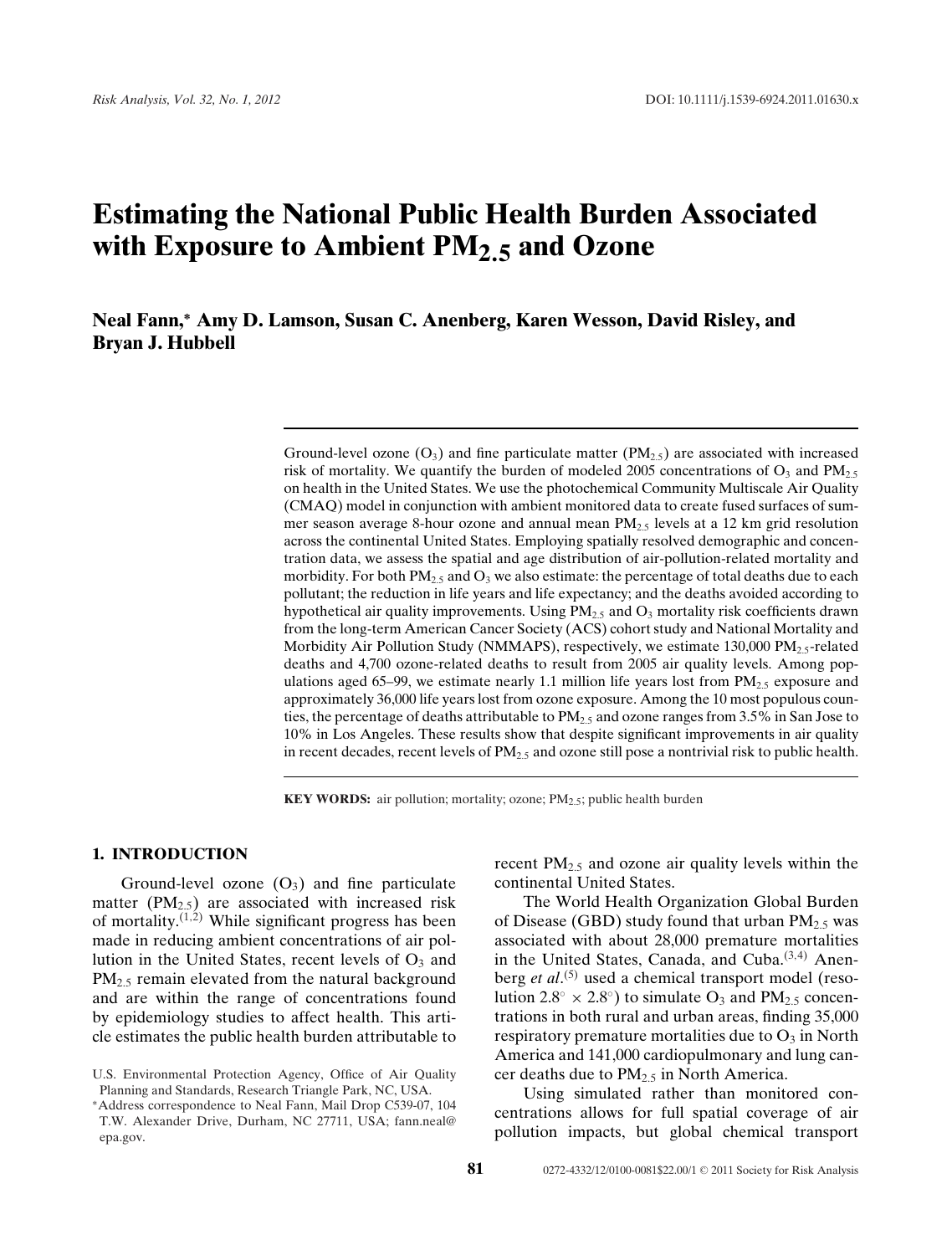# Estimating the National Public Health Burden Associated with Exposure to Ambient $PM_{2.5}$ and Ozone

**Neal Fann,\* Amy D. Lamson, Susan C. Anenberg, Karen Wesson, David Risley, and Bryan J. Hubbell**

Ground-level ozone ($O_3$) and fine particulate matter ($PM_{2.5}$) are associated with increased risk of mortality. We quantify the burden of modeled 2005 concentrations of $O_3$ and $PM_{2.5}$ on health in the United States. We use the photochemical Community Multiscale Air Quality (CMAQ) model in conjunction with ambient monitored data to create fused surfaces of summer season average 8-hour ozone and annual mean $PM_{2.5}$ levels at a 12 km grid resolution across the continental United States. Employing spatially resolved demographic and concentration data, we assess the spatial and age distribution of air-pollution-related mortality and morbidity. For both $PM_{2.5}$ and $O_3$ we also estimate: the percentage of total deaths due to each pollutant; the reduction in life years and life expectancy; and the deaths avoided according to hypothetical air quality improvements. Using $PM_{2.5}$ and $O_3$ mortality risk coefficients drawn from the long-term American Cancer Society (ACS) cohort study and National Mortality and Morbidity Air Pollution Study (NMMAPS), respectively, we estimate 130,000 $PM_{2.5}$-related deaths and 4,700 ozone-related deaths to result from 2005 air quality levels. Among populations aged 65–99, we estimate nearly 1.1 million life years lost from $PM_{2.5}$ exposure and approximately 36,000 life years lost from ozone exposure. Among the 10 most populous counties, the percentage of deaths attributable to $PM_{2.5}$ and ozone ranges from 3.5% in San Jose to 10% in Los Angeles. These results show that despite significant improvements in air quality in recent decades, recent levels of $PM_{2.5}$ and ozone still pose a nontrivial risk to public health.

**KEY WORDS:** air pollution; mortality; ozone; $PM_{2.5}$; public health burden

## 1. INTRODUCTION

Ground-level ozone ($O_3$) and fine particulate matter ($PM_{2.5}$) are associated with increased risk of mortality.[1,2] While significant progress has been made in reducing ambient concentrations of air pollution in the United States, recent levels of $O_3$ and $PM_{2.5}$ remain elevated from the natural background and are within the range of concentrations found by epidemiology studies to affect health. This article estimates the public health burden attributable to recent $PM_{2.5}$ and ozone air quality levels within the continental United States.

The World Health Organization Global Burden of Disease (GBD) study found that urban $PM_{2.5}$ was associated with about 28,000 premature mortalities in the United States, Canada, and Cuba.[3,4] Anenberg *et al*.[5] used a chemical transport model (resolution $2.8^\circ \times 2.8^\circ$) to simulate $O_3$ and $PM_{2.5}$ concentrations in both rural and urban areas, finding 35,000 respiratory premature mortalities due to $O_3$ in North America and 141,000 cardiopulmonary and lung cancer deaths due to $PM_{2.5}$ in North America.

Using simulated rather than monitored concentrations allows for full spatial coverage of air pollution impacts, but global chemical transport

U.S. Environmental Protection Agency, Office of Air Quality Planning and Standards, Research Triangle Park, NC, USA.

\*Address correspondence to Neal Fann, Mail Drop C539-07, 104 T.W. Alexander Drive, Durham, NC 27711, USA; fann.neal@epa.gov.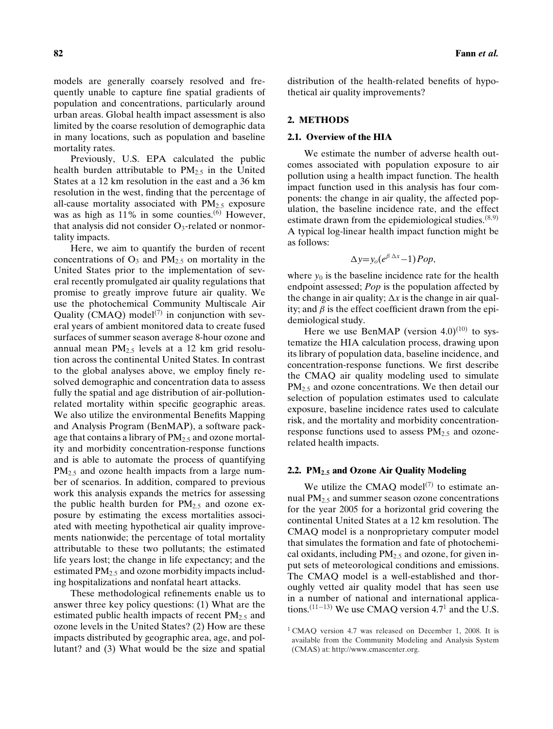models are generally coarsely resolved and frequently unable to capture fine spatial gradients of population and concentrations, particularly around urban areas. Global health impact assessment is also limited by the coarse resolution of demographic data in many locations, such as population and baseline mortality rates.

Previously, U.S. EPA calculated the public health burden attributable to $PM_{2.5}$ in the United States at a 12 km resolution in the east and a 36 km resolution in the west, finding that the percentage of all-cause mortality associated with $PM_{2.5}$ exposure was as high as 11% in some counties.[6] However, that analysis did not consider $O_3$-related or nonmortality impacts.

Here, we aim to quantify the burden of recent concentrations of $O_3$ and $PM_{2.5}$ on mortality in the United States prior to the implementation of several recently promulgated air quality regulations that promise to greatly improve future air quality. We use the photochemical Community Multiscale Air Quality (CMAQ) model[7] in conjunction with several years of ambient monitored data to create fused surfaces of summer season average 8-hour ozone and annual mean $PM_{2.5}$ levels at a 12 km grid resolution across the continental United States. In contrast to the global analyses above, we employ finely resolved demographic and concentration data to assess fully the spatial and age distribution of air-pollution-related mortality within specific geographic areas. We also utilize the environmental Benefits Mapping and Analysis Program (BenMAP), a software package that contains a library of $PM_{2.5}$ and ozone mortality and morbidity concentration-response functions and is able to automate the process of quantifying $PM_{2.5}$ and ozone health impacts from a large number of scenarios. In addition, compared to previous work this analysis expands the metrics for assessing the public burden for $PM_{2.5}$ and ozone exposure by estimating the excess mortalities associated with meeting hypothetical air quality improvements nationwide; the percentage of total mortality attributable to these two pollutants; the estimated life years lost; the change in life expectancy; and the estimated $PM_{2.5}$ and ozone morbidity impacts including hospitalizations and nonfatal heart attacks.

These methodological refinements enable us to answer three key policy questions: (1) What are the estimated public health impacts of recent $PM_{2.5}$ and ozone levels in the United States? (2) How are these impacts distributed by geographic area, age, and pollutant? and (3) What would be the size and spatial distribution of the health-related benefits of hypothetical air quality improvements?

## 2. METHODS

### 2.1. Overview of the HIA

We estimate the number of adverse health outcomes associated with population exposure to air pollution using a health impact function. The health impact function used in this analysis has four components: the change in air quality, the affected population, the baseline incidence rate, and the effect estimate drawn from the epidemiological studies.[8,9] A typical log-linear health impact function might be as follows:

$$\Delta y = y_o(e^{\beta\,\Delta x} - 1)\,Pop,$$

where $y_0$ is the baseline incidence rate for the health endpoint assessed; *Pop* is the population affected by the change in air quality; $\Delta x$ is the change in air quality; and $\beta$ is the effect coefficient drawn from the epidemiological study.

Here we use BenMAP (version 4.0)[10] to systematize the HIA calculation process, drawing upon its library of population data, baseline incidence, and concentration-response functions. We first describe the CMAQ air quality modeling used to simulate $PM_{2.5}$ and ozone concentrations. We then detail our selection of population estimates used to calculate exposure, baseline incidence rates used to calculate risk, and the mortality and morbidity concentration-response functions used to assess $PM_{2.5}$ and ozone-related health impacts.

### 2.2. $PM_{2.5}$ and Ozone Air Quality Modeling

We utilize the CMAQ model[7] to estimate annual $PM_{2.5}$ and summer season ozone concentrations for the year 2005 for a horizontal grid covering the continental United States at a 12 km resolution. The CMAQ model is a nonproprietary computer model that simulates the formation and fate of photochemical oxidants, including $PM_{2.5}$ and ozone, for given input sets of meteorological conditions and emissions. The CMAQ model is a well-established and thoroughly vetted air quality model that has seen use in a number of national and international applications.[11−13] We use CMAQ version 4.7[1] and the U.S.

[1] CMAQ version 4.7 was released on December 1, 2008. It is available from the Community Modeling and Analysis System (CMAS) at: http://www.cmascenter.org.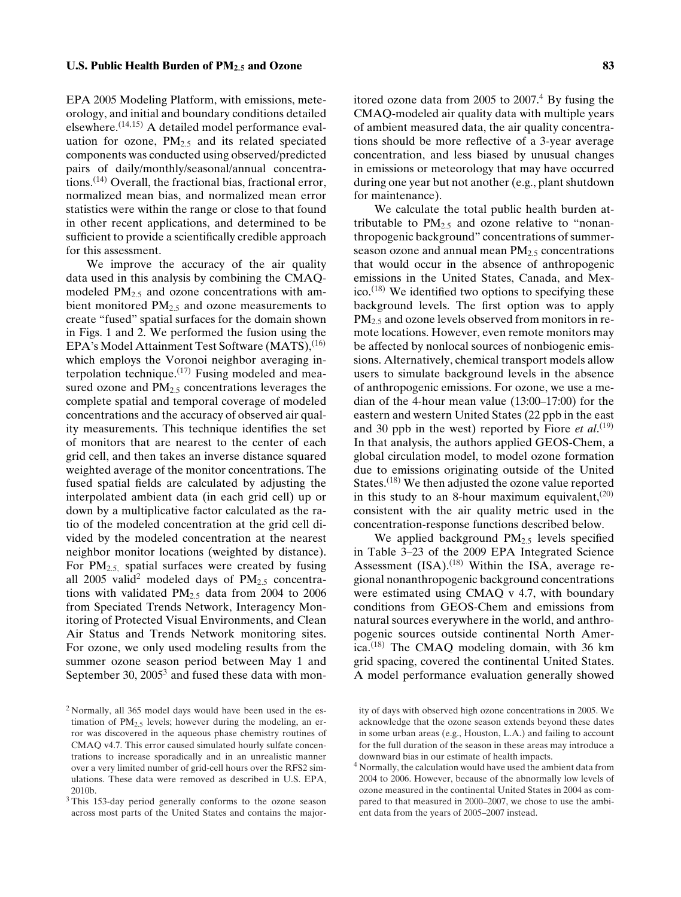EPA 2005 Modeling Platform, with emissions, meteorology, and initial and boundary conditions detailed elsewhere.[14,15] A detailed model performance evaluation for ozone, $PM_{2.5}$ and its related speciated components was conducted using observed/predicted pairs of daily/monthly/seasonal/annual concentrations.[14] Overall, the fractional bias, fractional error, normalized mean bias, and normalized mean error statistics were within the range or close to that found in other recent applications, and determined to be sufficient to provide a scientifically credible approach for this assessment.

We improve the accuracy of the air quality data used in this analysis by combining the CMAQ-modeled $PM_{2.5}$ and ozone concentrations with ambient monitored $PM_{2.5}$ and ozone measurements to create "fused" spatial surfaces for the domain shown in Figs. 1 and 2. We performed the fusion using the EPA's Model Attainment Test Software (MATS),[16] which employs the Voronoi neighbor averaging interpolation technique.[17] Fusing modeled and measured ozone and $PM_{2.5}$ concentrations leverages the complete spatial and temporal coverage of modeled concentrations and the accuracy of observed air quality measurements. This technique identifies the set of monitors that are nearest to the center of each grid cell, and then takes an inverse distance squared weighted average of the monitor concentrations. The fused spatial fields are calculated by adjusting the interpolated ambient data (in each grid cell) up or down by a multiplicative factor calculated as the ratio of the modeled concentration at the grid cell divided by the modeled concentration at the nearest neighbor monitor locations (weighted by distance). For $PM_{2.5,}$ spatial surfaces were created by fusing all 2005 valid[2] modeled days of $PM_{2.5}$ concentrations with validated $PM_{2.5}$ data from 2004 to 2006 from Speciated Trends Network, Interagency Monitoring of Protected Visual Environments, and Clean Air Status and Trends Network monitoring sites. For ozone, we only used modeling results from the summer ozone season period between May 1 and September 30, 2005[3] and fused these data with monitored ozone data from 2005 to 2007.[4] By fusing the CMAQ-modeled air quality data with multiple years of ambient measured data, the air quality concentrations should be more reflective of a 3-year average concentration, and less biased by unusual changes in emissions or meteorology that may have occurred during one year but not another (e.g., plant shutdown for maintenance).

We calculate the total public health burden attributable to $PM_{2.5}$ and ozone relative to "nonanthropogenic background" concentrations of summer-season ozone and annual mean $PM_{2.5}$ concentrations that would occur in the absence of anthropogenic emissions in the United States, Canada, and Mexico.[18] We identified two options to specifying these background levels. The first option was to apply $PM_{2.5}$ and ozone levels observed from monitors in remote locations. However, even remote monitors may be affected by nonlocal sources of nonbiogenic emissions. Alternatively, chemical transport models allow users to simulate background levels in the absence of anthropogenic emissions. For ozone, we use a median of the 4-hour mean value (13:00–17:00) for the eastern and western United States (22 ppb in the east and 30 ppb in the west) reported by Fiore *et al*.[19] In that analysis, the authors applied GEOS-Chem, a global circulation model, to model ozone formation due to emissions originating outside of the United States.[18] We then adjusted the ozone value reported in this study to an 8-hour maximum equivalent,[20] consistent with the air quality metric used in the concentration-response functions described below.

We applied background $PM_{2.5}$ levels specified in Table 3–23 of the 2009 EPA Integrated Science Assessment (ISA).[18] Within the ISA, average regional nonanthropogenic background concentrations were estimated using CMAQ v 4.7, with boundary conditions from GEOS-Chem and emissions from natural sources everywhere in the world, and anthropogenic sources outside continental North America.[18] The CMAQ modeling domain, with 36 km grid spacing, covered the continental United States. A model performance evaluation generally showed

---

[2] Normally, all 365 model days would have been used in the estimation of $PM_{2.5}$ levels; however during the modeling, an error was discovered in the aqueous phase chemistry routines of CMAQ v4.7. This error caused simulated hourly sulfate concentrations to increase sporadically and in an unrealistic manner over a very limited number of grid-cell hours over the RFS2 simulations. These data were removed as described in U.S. EPA, 2010b.

[3] This 153-day period generally conforms to the ozone season across most parts of the United States and contains the majority of days with observed high ozone concentrations in 2005. We acknowledge that the ozone season extends beyond these dates in some urban areas (e.g., Houston, L.A.) and failing to account for the full duration of the season in these areas may introduce a downward bias in our estimate of health impacts.

[4] Normally, the calculation would have used the ambient data from 2004 to 2006. However, because of the abnormally low levels of ozone measured in the continental United States in 2004 as compared to that measured in 2000–2007, we chose to use the ambient data from the years of 2005–2007 instead.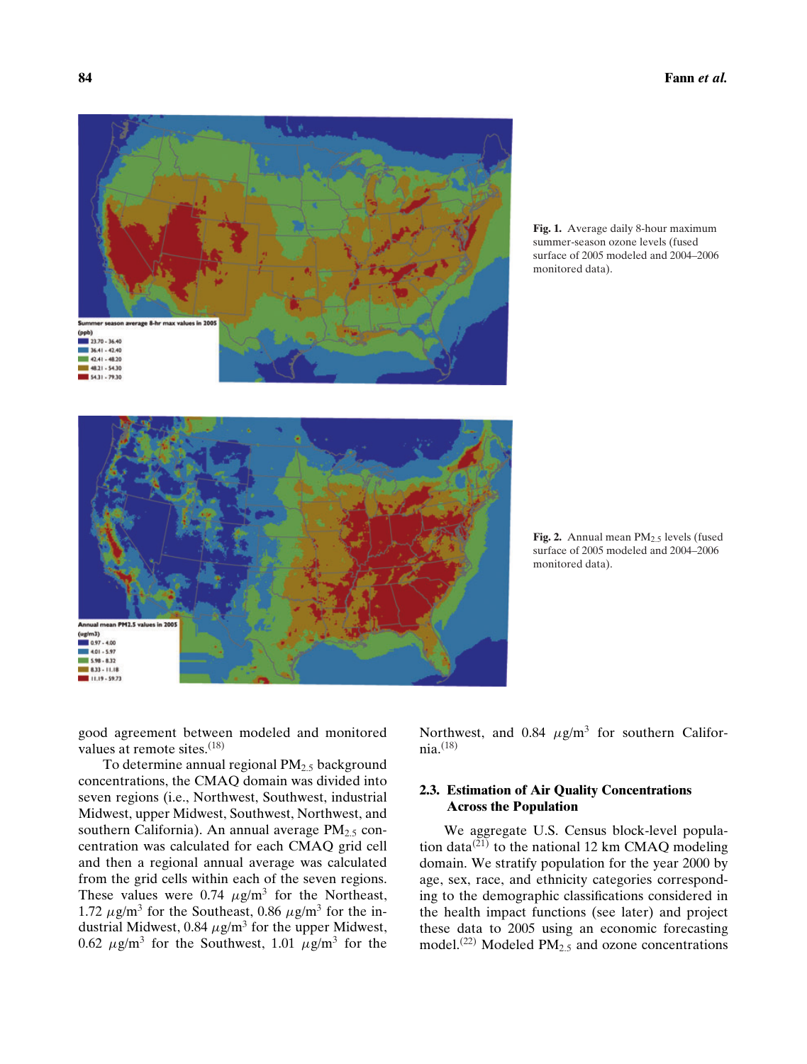Fig. 1. Average daily 8-hour maximum summer-season ozone levels (fused surface of 2005 modeled and 2004–2006 monitored data).

Fig. 2. Annual mean $PM_{2.5}$ levels (fused surface of 2005 modeled and 2004–2006 monitored data).

good agreement between modeled and monitored values at remote sites.[18]

To determine annual regional $PM_{2.5}$ background concentrations, the CMAQ domain was divided into seven regions (i.e., Northwest, Southwest, industrial Midwest, upper Midwest, Southwest, Northwest, and southern California). An annual average $PM_{2.5}$ concentration was calculated for each CMAQ grid cell and then a regional annual average was calculated from the grid cells within each of the seven regions. These values were 0.74 $\mu g/m^3$ for the Northeast, 1.72 $\mu g/m^3$ for the Southeast, 0.86 $\mu g/m^3$ for the industrial Midwest, 0.84 $\mu g/m^3$ for the upper Midwest, 0.62 $\mu g/m^3$ for the Southwest, 1.01 $\mu g/m^3$ for the Northwest, and 0.84 $\mu g/m^3$ for southern California.[18]

### 2.3. Estimation of Air Quality Concentrations Across the Population

We aggregate U.S. Census block-level population data[21] to the national 12 km CMAQ modeling domain. We stratify population for the year 2000 by age, sex, race, and ethnicity categories corresponding to the demographic classifications considered in the health impact functions (see later) and project these data to 2005 using an economic forecasting model.[22] Modeled $PM_{2.5}$ and ozone concentrations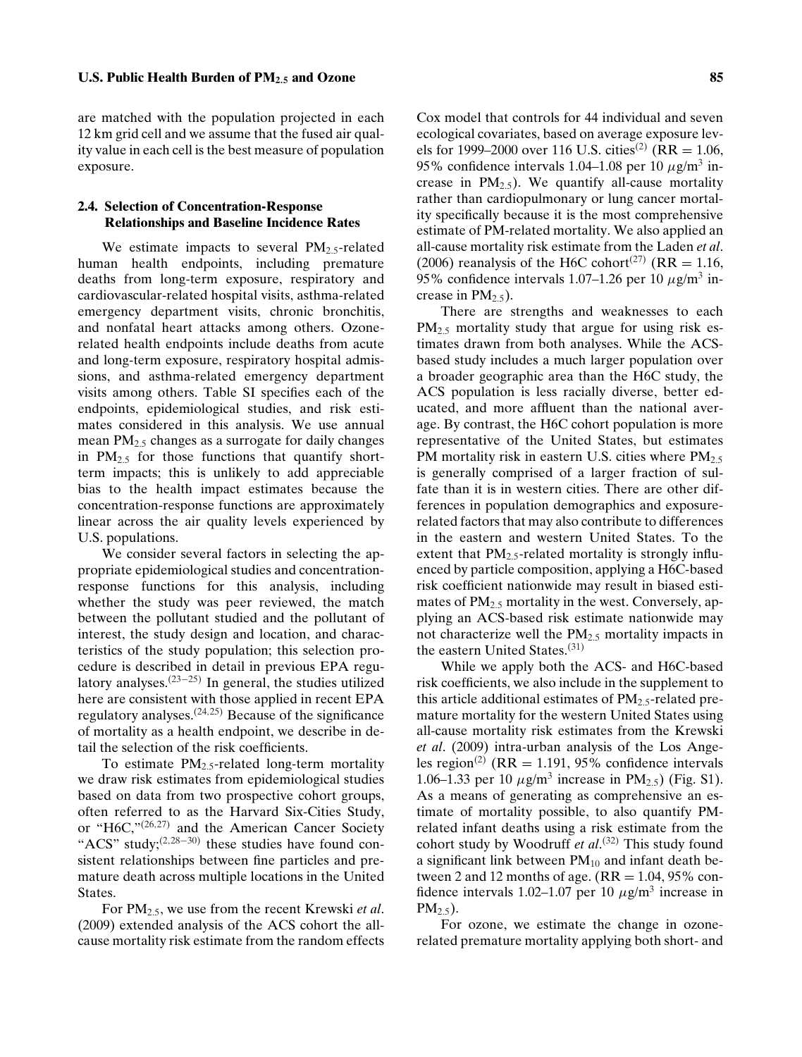are matched with the population projected in each 12 km grid cell and we assume that the fused air quality value in each cell is the best measure of population exposure.

### 2.4. Selection of Concentration-Response Relationships and Baseline Incidence Rates

We estimate impacts to several $PM_{2.5}$-related human health endpoints, including premature deaths from long-term exposure, respiratory and cardiovascular-related hospital visits, asthma-related emergency department visits, chronic bronchitis, and nonfatal heart attacks among others. Ozone-related health endpoints include deaths from acute and long-term exposure, respiratory hospital admissions, and asthma-related emergency department visits among others. Table SI specifies each of the endpoints, epidemiological studies, and risk estimates considered in this analysis. We use annual mean $PM_{2.5}$ changes as a surrogate for daily changes in $PM_{2.5}$ for those functions that quantify short-term impacts; this is unlikely to add appreciable bias to the health impact estimates because the concentration-response functions are approximately linear across the air quality levels experienced by U.S. populations.

We consider several factors in selecting the appropriate epidemiological studies and concentration-response functions for this analysis, including whether the study was peer reviewed, the match between the pollutant studied and the pollutant of interest, the study design and location, and characteristics of the study population; this selection procedure is described in detail in previous EPA regulatory analyses.[23–25] In general, the studies utilized here are consistent with those applied in recent EPA regulatory analyses.[24,25] Because of the significance of mortality as a health endpoint, we describe in detail the selection of the risk coefficients.

To estimate $PM_{2.5}$-related long-term mortality we draw risk estimates from epidemiological studies based on data from two prospective cohort groups, often referred to as the Harvard Six-Cities Study, or "H6C,"[26,27] and the American Cancer Society "ACS" study;[2,28–30] these studies have found consistent relationships between fine particles and premature death across multiple locations in the United States.

For $PM_{2.5}$, we use from the recent Krewski *et al*. (2009) extended analysis of the ACS cohort the all-cause mortality risk estimate from the random effects Cox model that controls for 44 individual and seven ecological covariates, based on average exposure levels for 1999–2000 over 116 U.S. cities[2] (RR = 1.06, 95% confidence intervals 1.04–1.08 per 10 $\mu g/m^3$ increase in $PM_{2.5}$). We quantify all-cause mortality rather than cardiopulmonary or lung cancer mortality specifically because it is the most comprehensive estimate of PM-related mortality. We also applied an all-cause mortality risk estimate from the Laden *et al*. (2006) reanalysis of the H6C cohort[27] (RR = 1.16, 95% confidence intervals 1.07–1.26 per 10 $\mu g/m^3$ increase in $PM_{2.5}$).

There are strengths and weaknesses to each $PM_{2.5}$ mortality study that argue for using risk estimates drawn from both analyses. While the ACS-based study includes a much larger population over a broader geographic area than the H6C study, the ACS population is less racially diverse, better educated, and more affluent than the national average. By contrast, the H6C cohort population is more representative of the United States, but estimates PM mortality risk in eastern U.S. cities where $PM_{2.5}$ is generally comprised of a larger fraction of sulfate than it is in western cities. There are other differences in population demographics and exposure-related factors that may also contribute to differences in the eastern and western United States. To the extent that $PM_{2.5}$-related mortality is strongly influenced by particle composition, applying a H6C-based risk coefficient nationwide may result in biased estimates of $PM_{2.5}$ mortality in the west. Conversely, applying an ACS-based risk estimate nationwide may not characterize well the $PM_{2.5}$ mortality impacts in the eastern United States.[31]

While we apply both the ACS- and H6C-based risk coefficients, we also include in the supplement to this article additional estimates of $PM_{2.5}$-related premature mortality for the western United States using all-cause mortality risk estimates from the Krewski *et al*. (2009) intra-urban analysis of the Los Angeles region[2] (RR = 1.191, 95% confidence intervals 1.06–1.33 per 10 $\mu g/m^3$ increase in $PM_{2.5}$) (Fig. S1). As a means of generating as comprehensive an estimate of mortality possible, to also quantify PM-related infant deaths using a risk estimate from the cohort study by Woodruff *et al*.[32] This study found a significant link between $PM_{10}$ and infant death between 2 and 12 months of age. (RR = 1.04, 95% confidence intervals 1.02–1.07 per 10 $\mu g/m^3$ increase in $PM_{2.5}$).

For ozone, we estimate the change in ozone-related premature mortality applying both short- and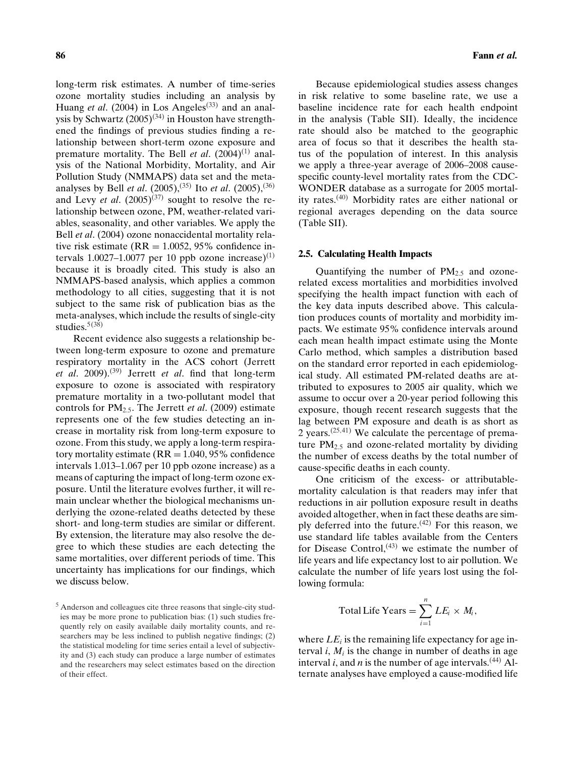long-term risk estimates. A number of time-series ozone mortality studies including an analysis by Huang *et al*. (2004) in Los Angeles[33] and an analysis by Schwartz (2005)[34] in Houston have strengthened the findings of previous studies finding a relationship between short-term ozone exposure and premature mortality. The Bell *et al*. (2004)[1] analysis of the National Morbidity, Mortality, and Air Pollution Study (NMMAPS) data set and the meta-analyses by Bell *et al*. (2005),[35] Ito *et al*. (2005),[36] and Levy *et al*. (2005)[37] sought to resolve the relationship between ozone, PM, weather-related variables, seasonality, and other variables. We apply the Bell *et al*. (2004) ozone nonaccidental mortality relative risk estimate (RR = 1.0052, 95% confidence intervals 1.0027–1.0077 per 10 ppb ozone increase)[1] because it is broadly cited. This study is also an NMMAPS-based analysis, which applies a common methodology to all cities, suggesting that it is not subject to the same risk of publication bias as the meta-analyses, which include the results of single-city studies.[5(38)]

Recent evidence also suggests a relationship between long-term exposure to ozone and premature respiratory mortality in the ACS cohort (Jerrett *et al*. 2009).[39] Jerrett *et al*. find that long-term exposure to ozone is associated with respiratory premature mortality in a two-pollutant model that controls for $PM_{2.5}$. The Jerrett *et al*. (2009) estimate represents one of the few studies detecting an increase in mortality risk from long-term exposure to ozone. From this study, we apply a long-term respiratory mortality estimate (RR = 1.040, 95% confidence intervals 1.013–1.067 per 10 ppb ozone increase) as a means of capturing the impact of long-term ozone exposure. Until the literature evolves further, it will remain unclear whether the biological mechanisms underlying the ozone-related deaths detected by these short- and long-term studies are similar or different. By extension, the literature may also resolve the degree to which these studies are each detecting the same mortalities, over different periods of time. This uncertainty has implications for our findings, which we discuss below.

[5] Anderson and colleagues cite three reasons that single-city studies may be more prone to publication bias: (1) such studies frequently rely on easily available daily mortality counts, and researchers may be less inclined to publish negative findings; (2) the statistical modeling for time series entail a level of subjectivity and (3) each study can produce a large number of estimates and the researchers may select estimates based on the direction of their effect.

Because epidemiological studies assess changes in risk relative to some baseline rate, we use a baseline incidence rate for each health endpoint in the analysis (Table SII). Ideally, the incidence rate should also be matched to the geographic area of focus so that it describes the health status of the population of interest. In this analysis we apply a three-year average of 2006–2008 cause-specific county-level mortality rates from the CDC-WONDER database as a surrogate for 2005 mortality rates.[40] Morbidity rates are either national or regional averages depending on the data source (Table SII).

### 2.5. Calculating Health Impacts

Quantifying the number of $PM_{2.5}$ and ozone-related excess mortalities and morbidities involved specifying the health impact function with each of the key data inputs described above. This calculation produces counts of mortality and morbidity impacts. We estimate 95% confidence intervals around each mean health impact estimate using the Monte Carlo method, which samples a distribution based on the standard error reported in each epidemiological study. All estimated PM-related deaths are attributed to exposures to 2005 air quality, which we assume to occur over a 20-year period following this exposure, though recent research suggests that the lag between PM exposure and death is as short as 2 years.[25,41] We calculate the percentage of premature $PM_{2.5}$ and ozone-related mortality by dividing the number of excess deaths by the total number of cause-specific deaths in each county.

One criticism of the excess- or attributable-mortality calculation is that readers may infer that reductions in air pollution exposure result in deaths avoided altogether, when in fact these deaths are simply deferred into the future.[42] For this reason, we use standard life tables available from the Centers for Disease Control,[43] we estimate the number of life years and life expectancy lost to air pollution. We calculate the number of life years lost using the following formula:

$$\text{Total Life Years} = \sum_{i=1}^{n} LE_i \times M_i,$$

where $LE_i$ is the remaining life expectancy for age interval $i$, $M_i$ is the change in number of deaths in age interval $i$, and $n$ is the number of age intervals.[44] Alternate analyses have employed a cause-modified life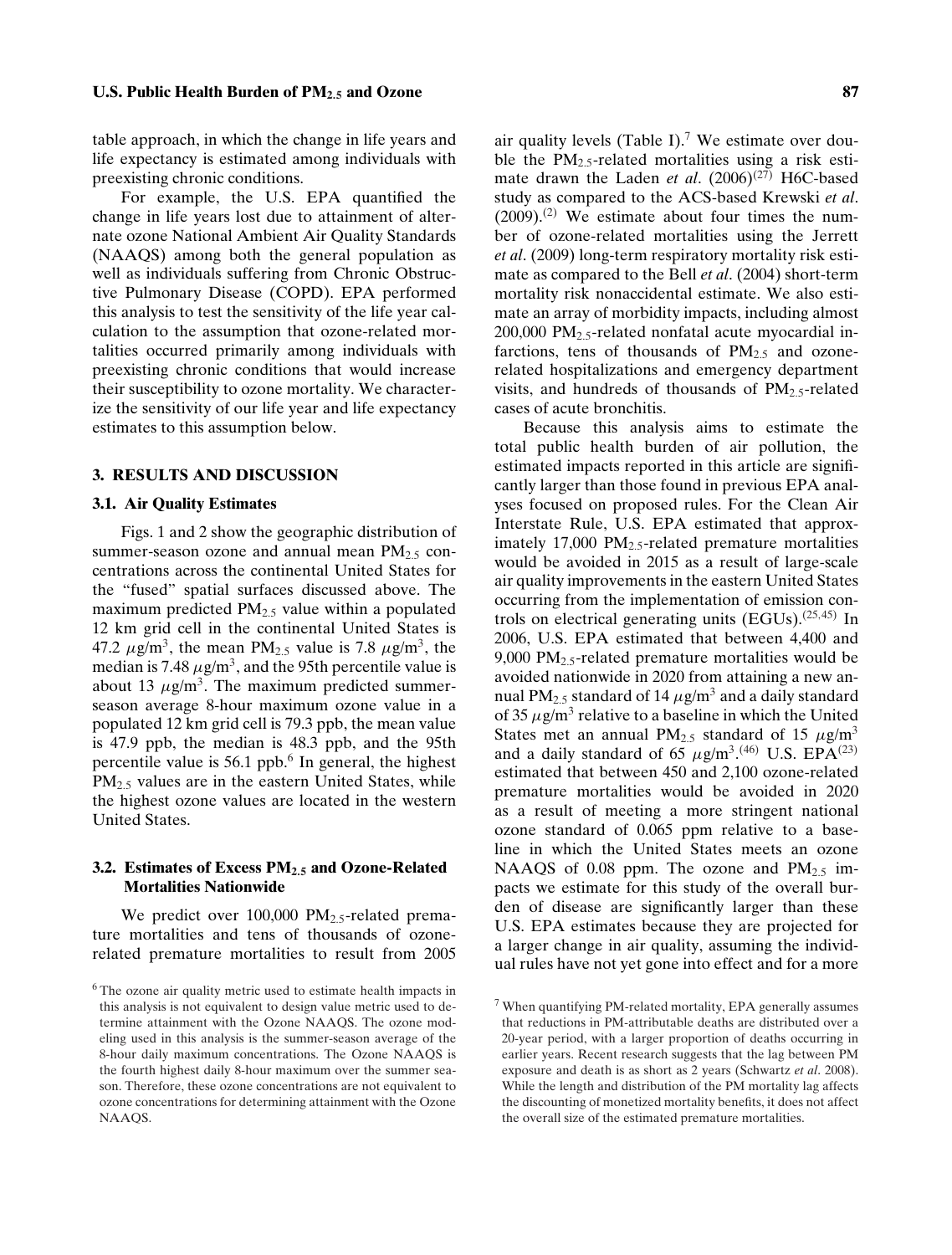table approach, in which the change in life years and life expectancy is estimated among individuals with preexisting chronic conditions.

For example, the U.S. EPA quantified the change in life years lost due to attainment of alternate ozone National Ambient Air Quality Standards (NAAQS) among both the general population as well as individuals suffering from Chronic Obstructive Pulmonary Disease (COPD). EPA performed this analysis to test the sensitivity of the life year calculation to the assumption that ozone-related mortalities occurred primarily among individuals with preexisting chronic conditions that would increase their susceptibility to ozone mortality. We characterize the sensitivity of our life year and life expectancy estimates to this assumption below.

## 3. RESULTS AND DISCUSSION

### 3.1. Air Quality Estimates

Figs. 1 and 2 show the geographic distribution of summer-season ozone and annual mean $PM_{2.5}$ concentrations across the continental United States for the "fused" spatial surfaces discussed above. The maximum predicted $PM_{2.5}$ value within a populated 12 km grid cell in the continental United States is 47.2 $\mu g/m^3$, the mean $PM_{2.5}$ value is 7.8 $\mu g/m^3$, the median is 7.48 $\mu g/m^3$, and the 95th percentile value is about 13 $\mu g/m^3$. The maximum predicted summer-season average 8-hour maximum ozone value in a populated 12 km grid cell is 79.3 ppb, the mean value is 47.9 ppb, the median is 48.3 ppb, and the 95th percentile value is 56.1 ppb.[6] In general, the highest $PM_{2.5}$ values are in the eastern United States, while the highest ozone values are located in the western United States.

### 3.2. Estimates of Excess $PM_{2.5}$ and Ozone-Related Mortalities Nationwide

We predict over 100,000 $PM_{2.5}$-related premature mortalities and tens of thousands of ozone-related premature mortalities to result from 2005 air quality levels (Table I).[7] We estimate over double the $PM_{2.5}$-related mortalities using a risk estimate drawn the Laden *et al*. (2006)[27] H6C-based study as compared to the ACS-based Krewski *et al*. (2009).[2] We estimate about four times the number of ozone-related mortalities using the Jerrett *et al*. (2009) long-term respiratory mortality risk estimate as compared to the Bell *et al*. (2004) short-term mortality risk nonaccidental estimate. We also estimate an array of morbidity impacts, including almost 200,000 $PM_{2.5}$-related nonfatal acute myocardial infarctions, tens of thousands of $PM_{2.5}$ and ozone-related hospitalizations and emergency department visits, and hundreds of thousands of $PM_{2.5}$-related cases of acute bronchitis.

Because this analysis aims to estimate the total public health burden of air pollution, the estimated impacts reported in this article are significantly larger than those found in previous EPA analyses focused on proposed rules. For the Clean Air Interstate Rule, U.S. EPA estimated that approximately 17,000 $PM_{2.5}$-related premature mortalities would be avoided in 2015 as a result of large-scale air quality improvements in the eastern United States occurring from the implementation of emission controls on electrical generating units (EGUs).[25,45] In 2006, U.S. EPA estimated that between 4,400 and 9,000 $PM_{2.5}$-related premature mortalities would be avoided nationwide in 2020 from attaining a new annual $PM_{2.5}$ standard of 14 $\mu g/m^3$ and a daily standard of 35 $\mu g/m^3$ relative to a baseline in which the United States met an annual $PM_{2.5}$ standard of 15 $\mu g/m^3$ and a daily standard of 65 $\mu g/m^3$.[46] U.S. EPA[23] estimated that between 450 and 2,100 ozone-related premature mortalities would be avoided in 2020 as a result of meeting a more stringent national ozone standard of 0.065 ppm relative to a baseline in which the United States meets an ozone NAAQS of 0.08 ppm. The ozone and $PM_{2.5}$ impacts we estimate for this study of the overall burden of disease are significantly larger than these U.S. EPA estimates because they are projected for a larger change in air quality, assuming the individual rules have not yet gone into effect and for a more

[6] The ozone air quality metric used to estimate health impacts in this analysis is not equivalent to design value metric used to determine attainment with the Ozone NAAQS. The ozone modeling used in this analysis is the summer-season average of the 8-hour daily maximum concentrations. The Ozone NAAQS is the fourth highest daily 8-hour maximum over the summer season. Therefore, these ozone concentrations are not equivalent to ozone concentrations for determining attainment with the Ozone NAAQS.

[7] When quantifying PM-related mortality, EPA generally assumes that reductions in PM-attributable deaths are distributed over a 20-year period, with a larger proportion of deaths occurring in earlier years. Recent research suggests that the lag between PM exposure and death is as short as 2 years (Schwartz *et al*. 2008). While the length and distribution of the PM mortality lag affects the discounting of monetized mortality benefits, it does not affect the overall size of the estimated premature mortalities.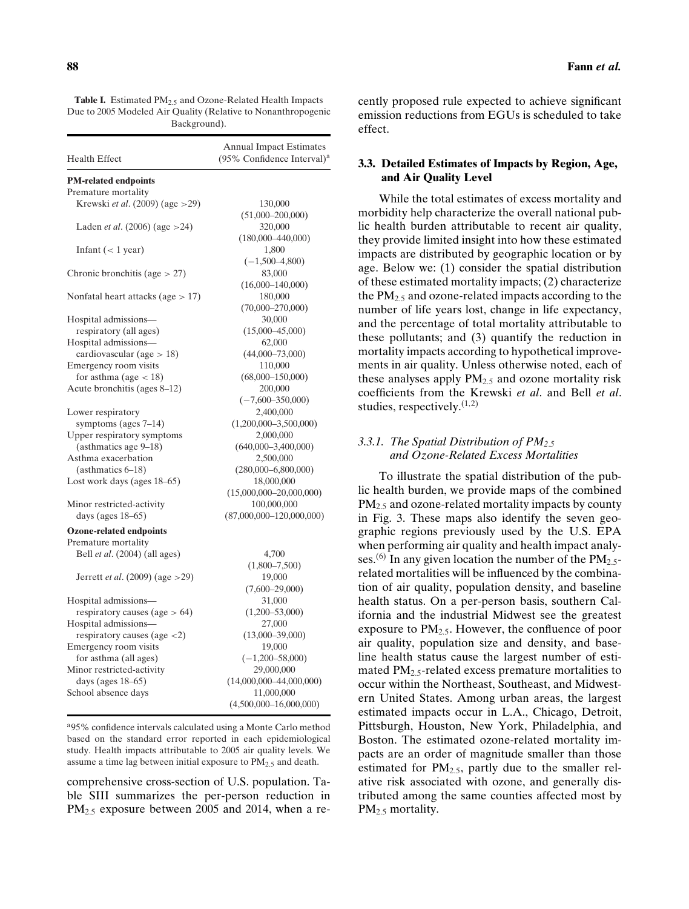**Table I.** Estimated $PM_{2.5}$ and Ozone-Related Health Impacts Due to 2005 Modeled Air Quality (Relative to Nonanthropogenic Background).

| Health Effect | Annual Impact Estimates (95% Confidence Interval)[a] |
|---|---|
| **PM-related endpoints** | |
| Premature mortality | |
| Krewski *et al*. (2009) (age >29) | 130,000 (51,000–200,000) |
| Laden *et al*. (2006) (age >24) | 320,000 (180,000–440,000) |
| Infant (< 1 year) | 1,800 (−1,500–4,800) |
| Chronic bronchitis (age > 27) | 83,000 (16,000–140,000) |
| Nonfatal heart attacks (age > 17) | 180,000 (70,000–270,000) |
| Hospital admissions—respiratory (all ages) | 30,000 (15,000–45,000) |
| Hospital admissions—cardiovascular (age > 18) | 62,000 (44,000–73,000) |
| Emergency room visits for asthma (age < 18) | 110,000 (68,000–150,000) |
| Acute bronchitis (ages 8–12) | 200,000 (−7,600–350,000) |
| Lower respiratory symptoms (ages 7–14) | 2,400,000 (1,200,000–3,500,000) |
| Upper respiratory symptoms (asthmatics age 9–18) | 2,000,000 (640,000–3,400,000) |
| Asthma exacerbation (asthmatics 6–18) | 2,500,000 (280,000–6,800,000) |
| Lost work days (ages 18–65) | 18,000,000 (15,000,000–20,000,000) |
| Minor restricted-activity days (ages 18–65) | 100,000,000 (87,000,000–120,000,000) |
| **Ozone-related endpoints** | |
| Premature mortality | |
| Bell *et al*. (2004) (all ages) | 4,700 (1,800–7,500) |
| Jerrett *et al*. (2009) (age >29) | 19,000 (7,600–29,000) |
| Hospital admissions—respiratory causes (age > 64) | 31,000 (1,200–53,000) |
| Hospital admissions—respiratory causes (age <2) | 27,000 (13,000–39,000) |
| Emergency room visits for asthma (all ages) | 19,000 (−1,200–58,000) |
| Minor restricted-activity days (ages 18–65) | 29,000,000 (14,000,000–44,000,000) |
| School absence days | 11,000,000 (4,500,000–16,000,000) |

[a] 95% confidence intervals calculated using a Monte Carlo method based on the standard error reported in each epidemiological study. Health impacts attributable to 2005 air quality levels. We assume a time lag between initial exposure to $PM_{2.5}$ and death.

comprehensive cross-section of U.S. population. Table SIII summarizes the per-person reduction in $PM_{2.5}$ exposure between 2005 and 2014, when a recently proposed rule expected to achieve significant emission reductions from EGUs is scheduled to take effect.

### 3.3. Detailed Estimates of Impacts by Region, Age, and Air Quality Level

While the total estimates of excess mortality and morbidity help characterize the overall national public health burden attributable to recent air quality, they provide limited insight into how these estimated impacts are distributed by geographic location or by age. Below we: (1) consider the spatial distribution of these estimated mortality impacts; (2) characterize the $PM_{2.5}$ and ozone-related impacts according to the number of life years lost, change in life expectancy, and the percentage of total mortality attributable to these pollutants; and (3) quantify the reduction in mortality impacts according to hypothetical improvements in air quality. Unless otherwise noted, each of these analyses apply $PM_{2.5}$ and ozone mortality risk coefficients from the Krewski *et al*. and Bell *et al*. studies, respectively.[1,2]

#### 3.3.1. *The Spatial Distribution of $PM_{2.5}$ and Ozone-Related Excess Mortalities*

To illustrate the spatial distribution of the public health burden, we provide maps of the combined $PM_{2.5}$ and ozone-related mortality impacts by county in Fig. 3. These maps also identify the seven geographic regions previously used by the U.S. EPA when performing air quality and health impact analyses.[6] In any given location the number of the $PM_{2.5}$-related mortalities will be influenced by the combination of air quality, population density, and baseline health status. On a per-person basis, southern California and the industrial Midwest see the greatest exposure to $PM_{2.5}$. However, the confluence of poor air quality, population size and density, and baseline health status cause the largest number of estimated $PM_{2.5}$-related excess premature mortalities to occur within the Northeast, Southeast, and Midwestern United States. Among urban areas, the largest estimated impacts occur in L.A., Chicago, Detroit, Pittsburgh, Houston, New York, Philadelphia, and Boston. The estimated ozone-related mortality impacts are an order of magnitude smaller than those estimated for $PM_{2.5}$, partly due to the smaller relative risk associated with ozone, and generally distributed among the same counties affected most by $PM_{2.5}$ mortality.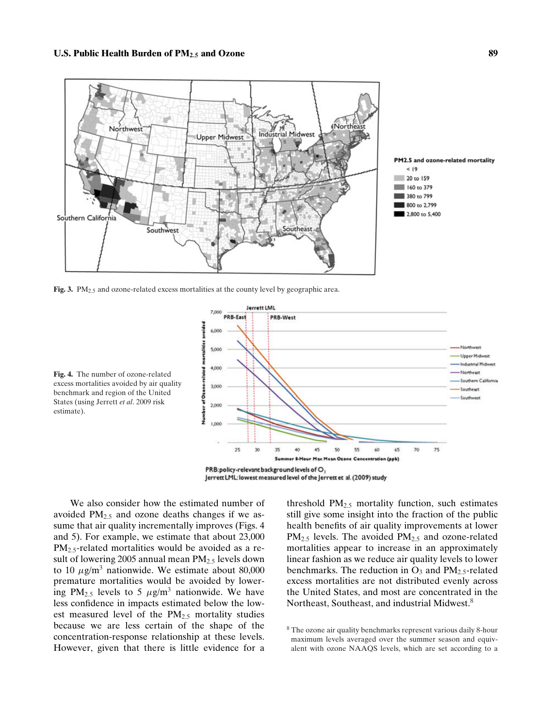**Fig. 3.** $PM_{2.5}$ and ozone-related excess mortalities at the county level by geographic area.

**Fig. 4.** The number of ozone-related excess mortalities avoided by air quality benchmark and region of the United States (using Jerrett *et al*. 2009 risk estimate).

PRB: policy-relevant background levels of $O_3$
Jerrett LML: lowest measured level of the Jerrett et al. (2009) study

We also consider how the estimated number of avoided $PM_{2.5}$ and ozone deaths changes if we assume that air quality incrementally improves (Figs. 4 and 5). For example, we estimate that about 23,000 $PM_{2.5}$-related mortalities would be avoided as a result of lowering 2005 annual mean $PM_{2.5}$ levels down to 10 $\mu g/m^3$ nationwide. We estimate about 80,000 premature mortalities would be avoided by lowering $PM_{2.5}$ levels to 5 $\mu g/m^3$ nationwide. We have less confidence in impacts estimated below the lowest measured level of the $PM_{2.5}$ mortality studies because we are less certain of the shape of the concentration-response relationship at these levels. However, given that there is little evidence for a threshold $PM_{2.5}$ mortality function, such estimates still give some insight into the fraction of the public health benefits of air quality improvements at lower $PM_{2.5}$ levels. The avoided $PM_{2.5}$ and ozone-related mortalities appear to increase in an approximately linear fashion as we reduce air quality levels to lower benchmarks. The reduction in $O_3$ and $PM_{2.5}$-related excess mortalities are not distributed evenly across the United States, and most are concentrated in the Northeast, Southeast, and industrial Midwest.[8]

[8] The ozone air quality benchmarks represent various daily 8-hour maximum levels averaged over the summer season and equivalent with ozone NAAQS levels, which are set according to a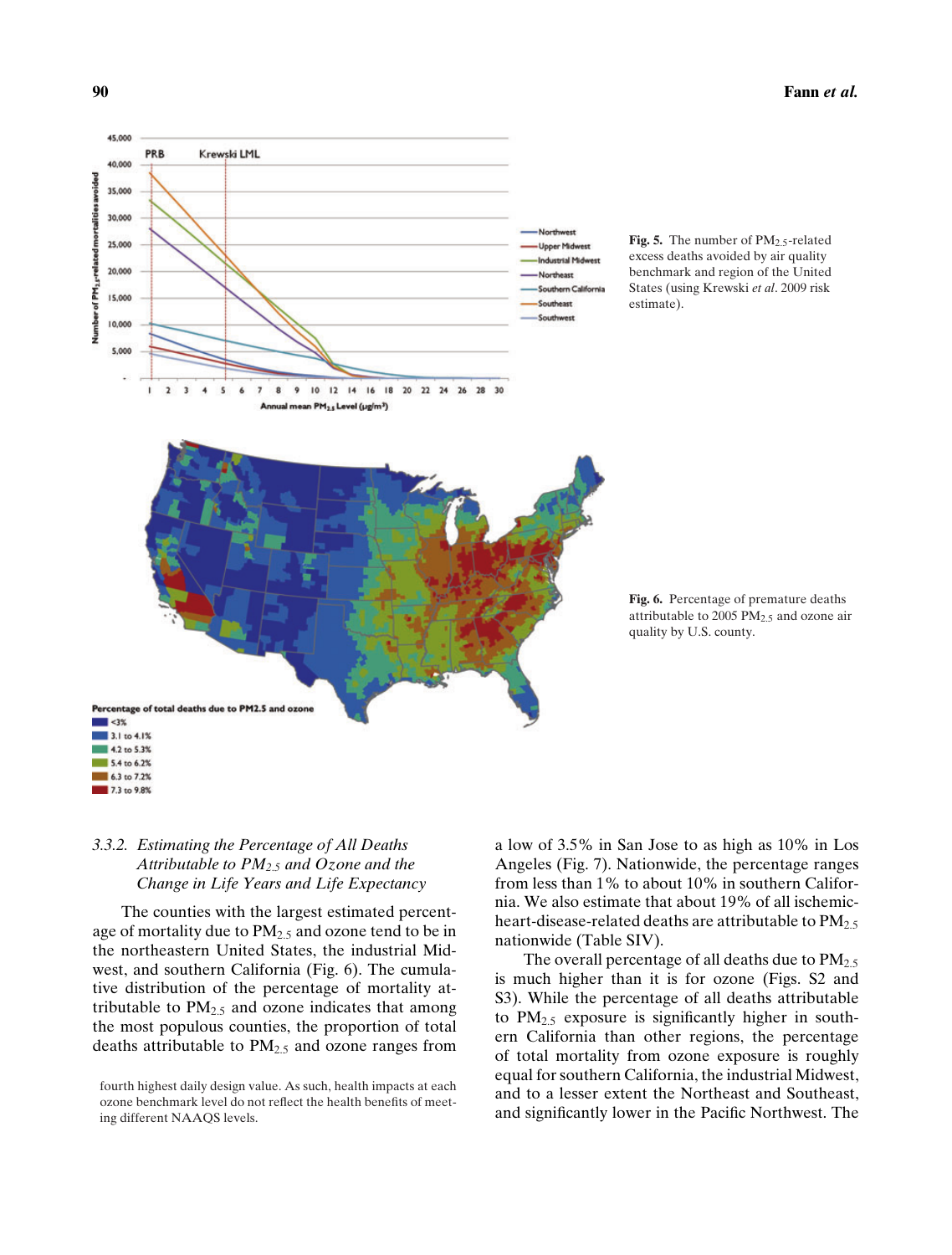Fig. 5. The number of $PM_{2.5}$-related excess deaths avoided by air quality benchmark and region of the United States (using Krewski *et al*. 2009 risk estimate).

Fig. 6. Percentage of premature deaths attributable to 2005 $PM_{2.5}$ and ozone air quality by U.S. county.

### 3.3.2. *Estimating the Percentage of All Deaths Attributable to $PM_{2.5}$ and Ozone and the Change in Life Years and Life Expectancy*

The counties with the largest estimated percentage of mortality due to $PM_{2.5}$ and ozone tend to be in the northeastern United States, the industrial Midwest, and southern California (Fig. 6). The cumulative distribution of the percentage of mortality attributable to $PM_{2.5}$ and ozone indicates that among the most populous counties, the proportion of total deaths attributable to $PM_{2.5}$ and ozone ranges from a low of 3.5% in San Jose to as high as 10% in Los Angeles (Fig. 7). Nationwide, the percentage ranges from less than 1% to about 10% in southern California. We also estimate that about 19% of all ischemic-heart-disease-related deaths are attributable to $PM_{2.5}$ nationwide (Table SIV).

The overall percentage of all deaths due to $PM_{2.5}$ is much higher than it is for ozone (Figs. S2 and S3). While the percentage of all deaths attributable to $PM_{2.5}$ exposure is significantly higher in southern California than other regions, the percentage of total mortality from ozone exposure is roughly equal for southern California, the industrial Midwest, and to a lesser extent the Northeast and Southeast, and significantly lower in the Pacific Northwest. The

fourth highest daily design value. As such, health impacts at each ozone benchmark level do not reflect the health benefits of meeting different NAAQS levels.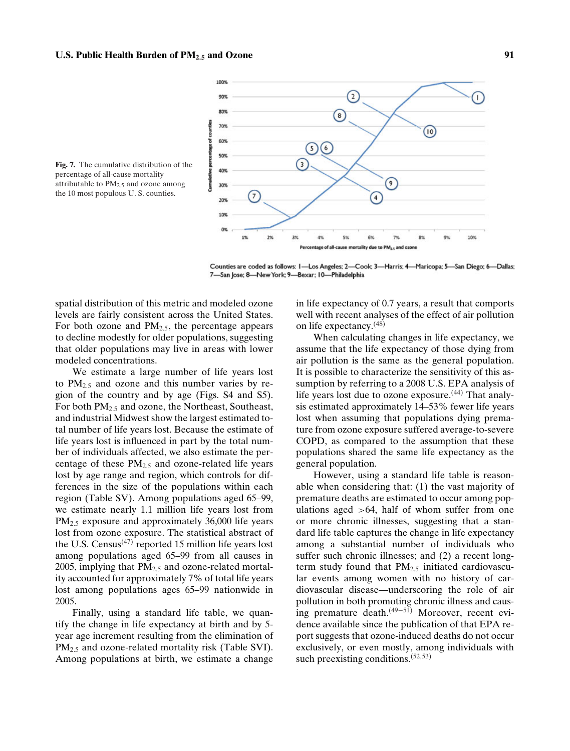Fig. 7. The cumulative distribution of the percentage of all-cause mortality attributable to $PM_{2.5}$ and ozone among the 10 most populous U. S. counties.

Counties are coded as follows: 1—Los Angeles; 2—Cook; 3—Harris; 4—Maricopa; 5—San Diego; 6—Dallas; 7—San Jose; 8—New York; 9—Bexar; 10—Philadelphia

spatial distribution of this metric and modeled ozone levels are fairly consistent across the United States. For both ozone and $PM_{2.5}$, the percentage appears to decline modestly for older populations, suggesting that older populations may live in areas with lower modeled concentrations.

We estimate a large number of life years lost to $PM_{2.5}$ and ozone and this number varies by region of the country and by age (Figs. S4 and S5). For both $PM_{2.5}$ and ozone, the Northeast, Southeast, and industrial Midwest show the largest estimated total number of life years lost. Because the estimate of life years lost is influenced in part by the total number of individuals affected, we also estimate the percentage of these $PM_{2.5}$ and ozone-related life years lost by age range and region, which controls for differences in the size of the populations within each region (Table SV). Among populations aged 65–99, we estimate nearly 1.1 million life years lost from $PM_{2.5}$ exposure and approximately 36,000 life years lost from ozone exposure. The statistical abstract of the U.S. Census[47] reported 15 million life years lost among populations aged 65–99 from all causes in 2005, implying that $PM_{2.5}$ and ozone-related mortality accounted for approximately 7% of total life years lost among populations ages 65–99 nationwide in 2005.

Finally, using a standard life table, we quantify the change in life expectancy at birth and by 5-year age increment resulting from the elimination of $PM_{2.5}$ and ozone-related mortality risk (Table SVI). Among populations at birth, we estimate a change in life expectancy of 0.7 years, a result that comports well with recent analyses of the effect of air pollution on life expectancy.[48]

When calculating changes in life expectancy, we assume that the life expectancy of those dying from air pollution is the same as the general population. It is possible to characterize the sensitivity of this assumption by referring to a 2008 U.S. EPA analysis of life years lost due to ozone exposure.[44] That analysis estimated approximately 14–53% fewer life years lost when assuming that populations dying premature from ozone exposure suffered average-to-severe COPD, as compared to the assumption that these populations shared the same life expectancy as the general population.

However, using a standard life table is reasonable when considering that: (1) the vast majority of premature deaths are estimated to occur among populations aged >64, half of whom suffer from one or more chronic illnesses, suggesting that a standard life table captures the change in life expectancy among a substantial number of individuals who suffer such chronic illnesses; and (2) a recent long-term study found that $PM_{2.5}$ initiated cardiovascular events among women with no history of cardiovascular disease—underscoring the role of air pollution in both promoting chronic illness and causing premature death.[49–51] Moreover, recent evidence available since the publication of that EPA report suggests that ozone-induced deaths do not occur exclusively, or even mostly, among individuals with such preexisting conditions.[52,53]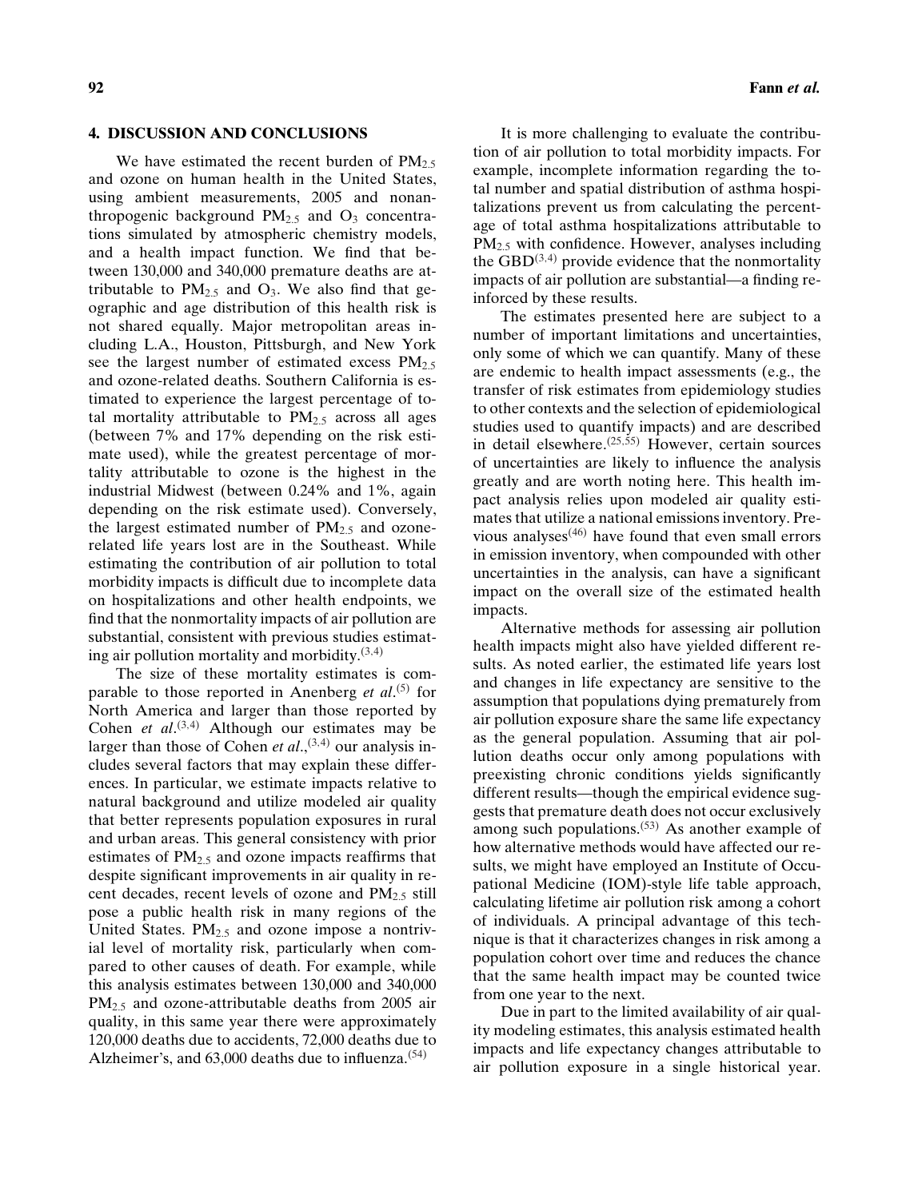## 4. DISCUSSION AND CONCLUSIONS

We have estimated the recent burden of $PM_{2.5}$ and ozone on human health in the United States, using ambient measurements, 2005 and nonanthropogenic background $PM_{2.5}$ and $O_3$ concentrations simulated by atmospheric chemistry models, and a health impact function. We find that between 130,000 and 340,000 premature deaths are attributable to $PM_{2.5}$ and $O_3$. We also find that geographic and age distribution of this health risk is not shared equally. Major metropolitan areas including L.A., Houston, Pittsburgh, and New York see the largest number of estimated excess $PM_{2.5}$ and ozone-related deaths. Southern California is estimated to experience the largest percentage of total mortality attributable to $PM_{2.5}$ across all ages (between 7% and 17% depending on the risk estimate used), while the greatest percentage of mortality attributable to ozone is the highest in the industrial Midwest (between 0.24% and 1%, again depending on the risk estimate used). Conversely, the largest estimated number of $PM_{2.5}$ and ozone-related life years lost are in the Southeast. While estimating the contribution of air pollution to total morbidity impacts is difficult due to incomplete data on hospitalizations and other health endpoints, we find that the nonmortality impacts of air pollution are substantial, consistent with previous studies estimating air pollution mortality and morbidity.[3,4]

The size of these mortality estimates is comparable to those reported in Anenberg *et al*.[5] for North America and larger than those reported by Cohen *et al*.[3,4] Although our estimates may be larger than those of Cohen *et al*.,[3,4] our analysis includes several factors that may explain these differences. In particular, we estimate impacts relative to natural background and utilize modeled air quality that better represents population exposures in rural and urban areas. This general consistency with prior estimates of $PM_{2.5}$ and ozone impacts reaffirms that despite significant improvements in air quality in recent decades, recent levels of ozone and $PM_{2.5}$ still pose a public health risk in many regions of the United States. $PM_{2.5}$ and ozone impose a nontrivial level of mortality risk, particularly when compared to other causes of death. For example, while this analysis estimates between 130,000 and 340,000 $PM_{2.5}$ and ozone-attributable deaths from 2005 air quality, in this same year there were approximately 120,000 deaths due to accidents, 72,000 deaths due to Alzheimer's, and 63,000 deaths due to influenza.[54]

It is more challenging to evaluate the contribution of air pollution to total morbidity impacts. For example, incomplete information regarding the total number and spatial distribution of asthma hospitalizations prevent us from calculating the percentage of total asthma hospitalizations attributable to $PM_{2.5}$ with confidence. However, analyses including the GBD[3,4] provide evidence that the nonmortality impacts of air pollution are substantial—a finding reinforced by these results.

The estimates presented here are subject to a number of important limitations and uncertainties, only some of which we can quantify. Many of these are endemic to health impact assessments (e.g., the transfer of risk estimates from epidemiology studies to other contexts and the selection of epidemiological studies used to quantify impacts) and are described in detail elsewhere.[25,55] However, certain sources of uncertainties are likely to influence the analysis greatly and are worth noting here. This health impact analysis relies upon modeled air quality estimates that utilize a national emissions inventory. Previous analyses[46] have found that even small errors in emission inventory, when compounded with other uncertainties in the analysis, can have a significant impact on the overall size of the estimated health impacts.

Alternative methods for assessing air pollution health impacts might also have yielded different results. As noted earlier, the estimated life years lost and changes in life expectancy are sensitive to the assumption that populations dying prematurely from air pollution exposure share the same life expectancy as the general population. Assuming that air pollution deaths occur only among populations with preexisting chronic conditions yields significantly different results—though the empirical evidence suggests that premature death does not occur exclusively among such populations.[53] As another example of how alternative methods would have affected our results, we might have employed an Institute of Occupational Medicine (IOM)-style life table approach, calculating lifetime air pollution risk among a cohort of individuals. A principal advantage of this technique is that it characterizes changes in risk among a population cohort over time and reduces the chance that the same health impact may be counted twice from one year to the next.

Due in part to the limited availability of air quality modeling estimates, this analysis estimated health impacts and life expectancy changes attributable to air pollution exposure in a single historical year.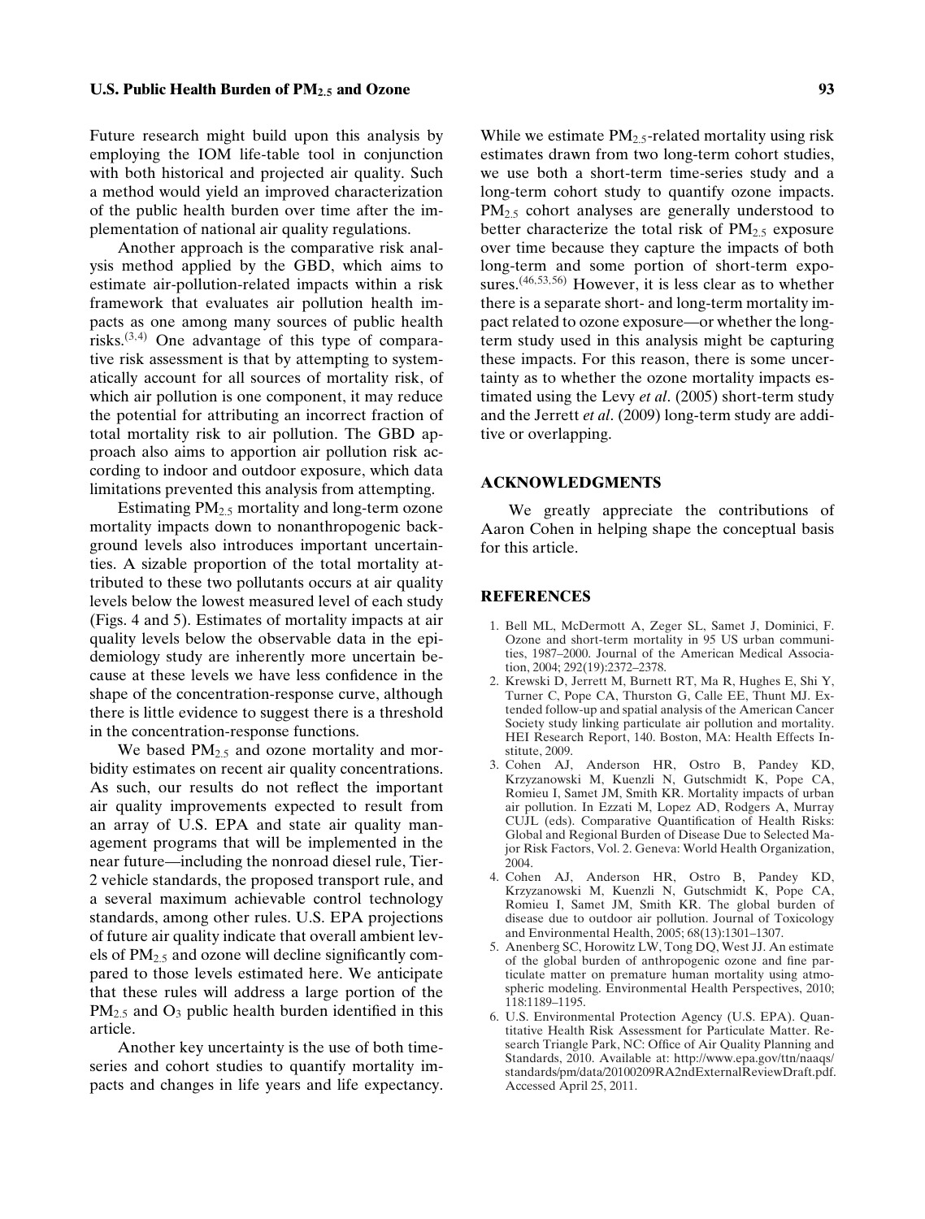Future research might build upon this analysis by employing the IOM life-table tool in conjunction with both historical and projected air quality. Such a method would yield an improved characterization of the public health burden over time after the implementation of national air quality regulations.

Another approach is the comparative risk analysis method applied by the GBD, which aims to estimate air-pollution-related impacts within a risk framework that evaluates air pollution health impacts as one among many sources of public health risks.[3,4] One advantage of this type of comparative risk assessment is that by attempting to systematically account for all sources of mortality risk, of which air pollution is one component, it may reduce the potential for attributing an incorrect fraction of total mortality risk to air pollution. The GBD approach also aims to apportion air pollution risk according to indoor and outdoor exposure, which data limitations prevented this analysis from attempting.

Estimating $PM_{2.5}$ mortality and long-term ozone mortality impacts down to nonanthropogenic background levels also introduces important uncertainties. A sizable proportion of the total mortality attributed to these two pollutants occurs at air quality levels below the lowest measured level of each study (Figs. 4 and 5). Estimates of mortality impacts at air quality levels below the observable data in the epidemiology study are inherently more uncertain because at these levels we have less confidence in the shape of the concentration-response curve, although there is little evidence to suggest there is a threshold in the concentration-response functions.

We based $PM_{2.5}$ and ozone mortality and morbidity estimates on recent air quality concentrations. As such, our results do not reflect the important air quality improvements expected to result from an array of U.S. EPA and state air quality management programs that will be implemented in the near future—including the nonroad diesel rule, Tier-2 vehicle standards, the proposed transport rule, and a several maximum achievable control technology standards, among other rules. U.S. EPA projections of future air quality indicate that overall ambient levels of $PM_{2.5}$ and ozone will decline significantly compared to those levels estimated here. We anticipate that these rules will address a large portion of the $PM_{2.5}$ and $O_3$ public health burden identified in this article.

Another key uncertainty is the use of both time-series and cohort studies to quantify mortality impacts and changes in life years and life expectancy. While we estimate $PM_{2.5}$-related mortality using risk estimates drawn from two long-term cohort studies, we use both a short-term time-series study and a long-term cohort study to quantify ozone impacts. $PM_{2.5}$ cohort analyses are generally understood to better characterize the total risk of $PM_{2.5}$ exposure over time because they capture the impacts of both long-term and some portion of short-term exposures.[46,53,56] However, it is less clear as to whether there is a separate short- and long-term mortality impact related to ozone exposure—or whether the long-term study used in this analysis might be capturing these impacts. For this reason, there is some uncertainty as to whether the ozone mortality impacts estimated using the Levy *et al*. (2005) short-term study and the Jerrett *et al*. (2009) long-term study are additive or overlapping.

## ACKNOWLEDGMENTS

We greatly appreciate the contributions of Aaron Cohen in helping shape the conceptual basis for this article.

## REFERENCES

1. Bell ML, McDermott A, Zeger SL, Samet J, Dominici, F. Ozone and short-term mortality in 95 US urban communities, 1987–2000. Journal of the American Medical Association, 2004; 292(19):2372–2378.
2. Krewski D, Jerrett M, Burnett RT, Ma R, Hughes E, Shi Y, Turner C, Pope CA, Thurston G, Calle EE, Thunt MJ. Extended follow-up and spatial analysis of the American Cancer Society study linking particulate air pollution and mortality. HEI Research Report, 140. Boston, MA: Health Effects Institute, 2009.
3. Cohen AJ, Anderson HR, Ostro B, Pandey KD, Krzyzanowski M, Kuenzli N, Gutschmidt K, Pope CA, Romieu I, Samet JM, Smith KR. Mortality impacts of urban air pollution. In Ezzati M, Lopez AD, Rodgers A, Murray CUJL (eds). Comparative Quantification of Health Risks: Global and Regional Burden of Disease Due to Selected Major Risk Factors, Vol. 2. Geneva: World Health Organization, 2004.
4. Cohen AJ, Anderson HR, Ostro B, Pandey KD, Krzyzanowski M, Kuenzli N, Gutschmidt K, Pope CA, Romieu I, Samet JM, Smith KR. The global burden of disease due to outdoor air pollution. Journal of Toxicology and Environmental Health, 2005; 68(13):1301–1307.
5. Anenberg SC, Horowitz LW, Tong DQ, West JJ. An estimate of the global burden of anthropogenic ozone and fine particulate matter on premature human mortality using atmospheric modeling. Environmental Health Perspectives, 2010; 118:1189–1195.
6. U.S. Environmental Protection Agency (U.S. EPA). Quantitative Health Risk Assessment for Particulate Matter. Research Triangle Park, NC: Office of Air Quality Planning and Standards, 2010. Available at: http://www.epa.gov/ttn/naaqs/standards/pm/data/20100209RA2ndExternalReviewDraft.pdf. Accessed April 25, 2011.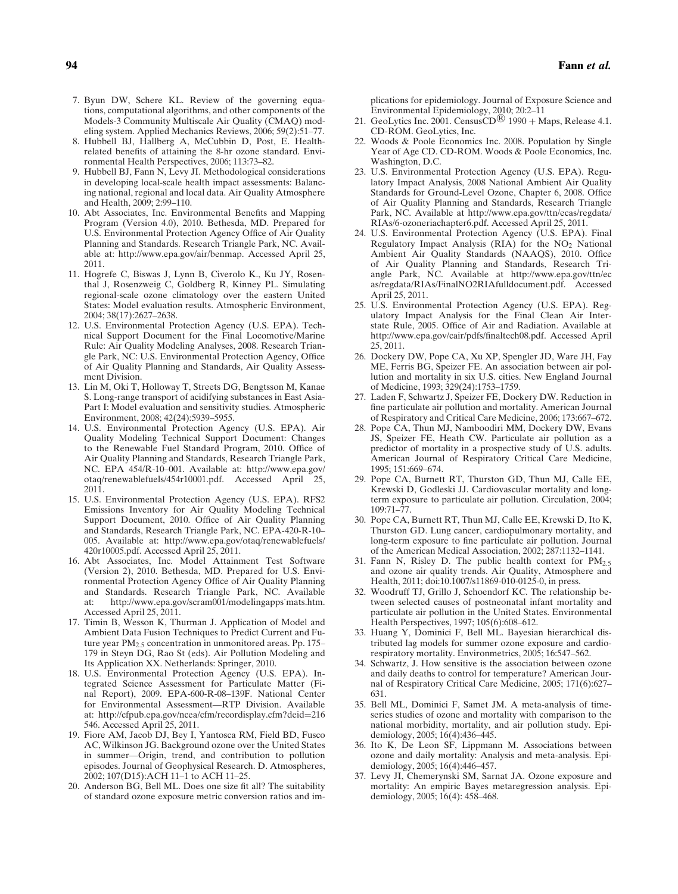7. Byun DW, Schere KL. Review of the governing equations, computational algorithms, and other components of the Models-3 Community Multiscale Air Quality (CMAQ) modeling system. Applied Mechanics Reviews, 2006; 59(2):51–77.
8. Hubbell BJ, Hallberg A, McCubbin D, Post, E. Health-related benefits of attaining the 8-hr ozone standard. Environmental Health Perspectives, 2006; 113:73–82.
9. Hubbell BJ, Fann N, Levy JI. Methodological considerations in developing local-scale health impact assessments: Balancing national, regional and local data. Air Quality Atmosphere and Health, 2009; 2:99–110.
10. Abt Associates, Inc. Environmental Benefits and Mapping Program (Version 4.0), 2010. Bethesda, MD. Prepared for U.S. Environmental Protection Agency Office of Air Quality Planning and Standards. Research Triangle Park, NC. Available at: http://www.epa.gov/air/benmap. Accessed April 25, 2011.
11. Hogrefe C, Biswas J, Lynn B, Civerolo K., Ku JY, Rosenthal J, Rosenzweig C, Goldberg R, Kinney PL. Simulating regional-scale ozone climatology over the eastern United States: Model evaluation results. Atmospheric Environment, 2004; 38(17):2627–2638.
12. U.S. Environmental Protection Agency (U.S. EPA). Technical Support Document for the Final Locomotive/Marine Rule: Air Quality Modeling Analyses, 2008. Research Triangle Park, NC: U.S. Environmental Protection Agency, Office of Air Quality Planning and Standards, Air Quality Assessment Division.
13. Lin M, Oki T, Holloway T, Streets DG, Bengtsson M, Kanae S. Long-range transport of acidifying substances in East Asia-Part I: Model evaluation and sensitivity studies. Atmospheric Environment, 2008; 42(24):5939–5955.
14. U.S. Environmental Protection Agency (U.S. EPA). Air Quality Modeling Technical Support Document: Changes to the Renewable Fuel Standard Program, 2010. Office of Air Quality Planning and Standards, Research Triangle Park, NC. EPA 454/R-10–001. Available at: http://www.epa.gov/otaq/renewablefuels/454r10001.pdf. Accessed April 25, 2011.
15. U.S. Environmental Protection Agency (U.S. EPA). RFS2 Emissions Inventory for Air Quality Modeling Technical Support Document, 2010. Office of Air Quality Planning and Standards, Research Triangle Park, NC. EPA-420-R-10–005. Available at: http://www.epa.gov/otaq/renewablefuels/420r10005.pdf. Accessed April 25, 2011.
16. Abt Associates, Inc. Model Attainment Test Software (Version 2), 2010. Bethesda, MD. Prepared for U.S. Environmental Protection Agency Office of Air Quality Planning and Standards. Research Triangle Park, NC. Available at: http://www.epa.gov/scram001/modelingapps˙mats.htm. Accessed April 25, 2011.
17. Timin B, Wesson K, Thurman J. Application of Model and Ambient Data Fusion Techniques to Predict Current and Future year $PM_{2.5}$ concentration in unmonitored areas. Pp. 175–179 in Steyn DG, Rao St (eds). Air Pollution Modeling and Its Application XX. Netherlands: Springer, 2010.
18. U.S. Environmental Protection Agency (U.S. EPA). Integrated Science Assessment for Particulate Matter (Final Report), 2009. EPA-600-R-08–139F. National Center for Environmental Assessment—RTP Division. Available at: http://cfpub.epa.gov/ncea/cfm/recordisplay.cfm?deid=216546. Accessed April 25, 2011.
19. Fiore AM, Jacob DJ, Bey I, Yantosca RM, Field BD, Fusco AC, Wilkinson JG. Background ozone over the United States in summer—Origin, trend, and contribution to pollution episodes. Journal of Geophysical Research. D. Atmospheres, 2002; 107(D15):ACH 11–1 to ACH 11–25.
20. Anderson BG, Bell ML. Does one size fit all? The suitability of standard ozone exposure metric conversion ratios and implications for epidemiology. Journal of Exposure Science and Environmental Epidemiology, 2010; 20:2–11
21. GeoLytics Inc. 2001. CensusCD® 1990 + Maps, Release 4.1. CD-ROM. GeoLytics, Inc.
22. Woods & Poole Economics Inc. 2008. Population by Single Year of Age CD. CD-ROM. Woods & Poole Economics, Inc. Washington, D.C.
23. U.S. Environmental Protection Agency (U.S. EPA). Regulatory Impact Analysis, 2008 National Ambient Air Quality Standards for Ground-Level Ozone, Chapter 6, 2008. Office of Air Quality Planning and Standards, Research Triangle Park, NC. Available at http://www.epa.gov/ttn/ecas/regdata/RIAs/6-ozoneriachapter6.pdf. Accessed April 25, 2011.
24. U.S. Environmental Protection Agency (U.S. EPA). Final Regulatory Impact Analysis (RIA) for the $NO_2$ National Ambient Air Quality Standards (NAAQS), 2010. Office of Air Quality Planning and Standards, Research Triangle Park, NC. Available at http://www.epa.gov/ttn/ecas/regdata/RIAs/FinalNO2RIAfulldocument.pdf. Accessed April 25, 2011.
25. U.S. Environmental Protection Agency (U.S. EPA). Regulatory Impact Analysis for the Final Clean Air Interstate Rule, 2005. Office of Air and Radiation. Available at http://www.epa.gov/cair/pdfs/finaltech08.pdf. Accessed April 25, 2011.
26. Dockery DW, Pope CA, Xu XP, Spengler JD, Ware JH, Fay ME, Ferris BG, Speizer FE. An association between air pollution and mortality in six U.S. cities. New England Journal of Medicine, 1993; 329(24):1753–1759.
27. Laden F, Schwartz J, Speizer FE, Dockery DW. Reduction in fine particulate air pollution and mortality. American Journal of Respiratory and Critical Care Medicine, 2006; 173:667–672.
28. Pope CA, Thun MJ, Namboodiri MM, Dockery DW, Evans JS, Speizer FE, Heath CW. Particulate air pollution as a predictor of mortality in a prospective study of U.S. adults. American Journal of Respiratory Critical Care Medicine, 1995; 151:669–674.
29. Pope CA, Burnett RT, Thurston GD, Thun MJ, Calle EE, Krewski D, Godleski JJ. Cardiovascular mortality and long-term exposure to particulate air pollution. Circulation, 2004; 109:71–77.
30. Pope CA, Burnett RT, Thun MJ, Calle EE, Krewski D, Ito K, Thurston GD. Lung cancer, cardiopulmonary mortality, and long-term exposure to fine particulate air pollution. Journal of the American Medical Association, 2002; 287:1132–1141.
31. Fann N, Risley D. The public health context for $PM_{2.5}$ and ozone air quality trends. Air Quality, Atmosphere and Health, 2011; doi:10.1007/s11869-010-0125-0, in press.
32. Woodruff TJ, Grillo J, Schoendorf KC. The relationship between selected causes of postneonatal infant mortality and particulate air pollution in the United States. Environmental Health Perspectives, 1997; 105(6):608–612.
33. Huang Y, Dominici F, Bell ML. Bayesian hierarchical distributed lag models for summer ozone exposure and cardio-respiratory mortality. Environmetrics, 2005; 16:547–562.
34. Schwartz, J. How sensitive is the association between ozone and daily deaths to control for temperature? American Journal of Respiratory Critical Care Medicine, 2005; 171(6):627–631.
35. Bell ML, Dominici F, Samet JM. A meta-analysis of time-series studies of ozone and mortality with comparison to the national morbidity, mortality, and air pollution study. Epidemiology, 2005; 16(4):436–445.
36. Ito K, De Leon SF, Lippmann M. Associations between ozone and daily mortality: Analysis and meta-analysis. Epidemiology, 2005; 16(4):446–457.
37. Levy JI, Chemerynski SM, Sarnat JA. Ozone exposure and mortality: An empiric Bayes metaregression analysis. Epidemiology, 2005; 16(4): 458–468.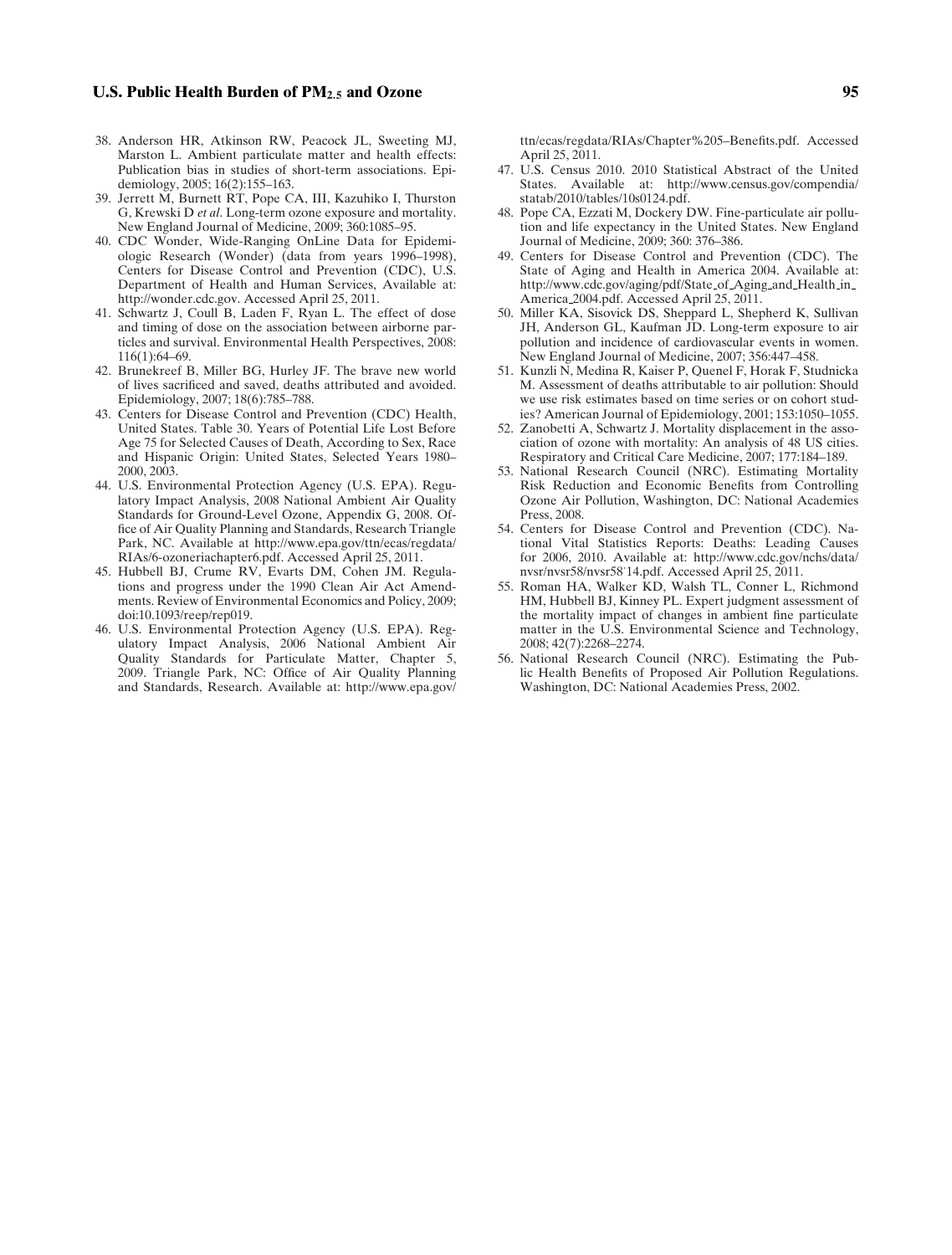38. Anderson HR, Atkinson RW, Peacock JL, Sweeting MJ, Marston L. Ambient particulate matter and health effects: Publication bias in studies of short-term associations. Epidemiology, 2005; 16(2):155–163.
39. Jerrett M, Burnett RT, Pope CA, III, Kazuhiko I, Thurston G, Krewski D *et al*. Long-term ozone exposure and mortality. New England Journal of Medicine, 2009; 360:1085–95.
40. CDC Wonder, Wide-Ranging OnLine Data for Epidemiologic Research (Wonder) (data from years 1996–1998), Centers for Disease Control and Prevention (CDC), U.S. Department of Health and Human Services, Available at: http://wonder.cdc.gov. Accessed April 25, 2011.
41. Schwartz J, Coull B, Laden F, Ryan L. The effect of dose and timing of dose on the association between airborne particles and survival. Environmental Health Perspectives, 2008: 116(1):64–69.
42. Brunekreef B, Miller BG, Hurley JF. The brave new world of lives sacrificed and saved, deaths attributed and avoided. Epidemiology, 2007; 18(6):785–788.
43. Centers for Disease Control and Prevention (CDC) Health, United States. Table 30. Years of Potential Life Lost Before Age 75 for Selected Causes of Death, According to Sex, Race and Hispanic Origin: United States, Selected Years 1980–2000, 2003.
44. U.S. Environmental Protection Agency (U.S. EPA). Regulatory Impact Analysis, 2008 National Ambient Air Quality Standards for Ground-Level Ozone, Appendix G, 2008. Office of Air Quality Planning and Standards, Research Triangle Park, NC. Available at http://www.epa.gov/ttn/ecas/regdata/RIAs/6-ozoneriachapter6.pdf. Accessed April 25, 2011.
45. Hubbell BJ, Crume RV, Evarts DM, Cohen JM. Regulations and progress under the 1990 Clean Air Act Amendments. Review of Environmental Economics and Policy, 2009; doi:10.1093/reep/rep019.
46. U.S. Environmental Protection Agency (U.S. EPA). Regulatory Impact Analysis, 2006 National Ambient Air Quality Standards for Particulate Matter, Chapter 5, 2009. Triangle Park, NC: Office of Air Quality Planning and Standards, Research. Available at: http://www.epa.gov/ttn/ecas/regdata/RIAs/Chapter%205–Benefits.pdf. Accessed April 25, 2011.
47. U.S. Census 2010. 2010 Statistical Abstract of the United States. Available at: http://www.census.gov/compendia/statab/2010/tables/10s0124.pdf.
48. Pope CA, Ezzati M, Dockery DW. Fine-particulate air pollution and life expectancy in the United States. New England Journal of Medicine, 2009; 360: 376–386.
49. Centers for Disease Control and Prevention (CDC). The State of Aging and Health in America 2004. Available at: http://www.cdc.gov/aging/pdf/State_of_Aging_and_Health_in_America_2004.pdf. Accessed April 25, 2011.
50. Miller KA, Sisovick DS, Sheppard L, Shepherd K, Sullivan JH, Anderson GL, Kaufman JD. Long-term exposure to air pollution and incidence of cardiovascular events in women. New England Journal of Medicine, 2007; 356:447–458.
51. Kunzli N, Medina R, Kaiser P, Quenel F, Horak F, Studnicka M. Assessment of deaths attributable to air pollution: Should we use risk estimates based on time series or on cohort studies? American Journal of Epidemiology, 2001; 153:1050–1055.
52. Zanobetti A, Schwartz J. Mortality displacement in the association of ozone with mortality: An analysis of 48 US cities. Respiratory and Critical Care Medicine, 2007; 177:184–189.
53. National Research Council (NRC). Estimating Mortality Risk Reduction and Economic Benefits from Controlling Ozone Air Pollution, Washington, DC: National Academies Press, 2008.
54. Centers for Disease Control and Prevention (CDC). National Vital Statistics Reports: Deaths: Leading Causes for 2006, 2010. Available at: http://www.cdc.gov/nchs/data/nvsr/nvsr58/nvsr58˙14.pdf. Accessed April 25, 2011.
55. Roman HA, Walker KD, Walsh TL, Conner L, Richmond HM, Hubbell BJ, Kinney PL. Expert judgment assessment of the mortality impact of changes in ambient fine particulate matter in the U.S. Environmental Science and Technology, 2008; 42(7):2268–2274.
56. National Research Council (NRC). Estimating the Public Health Benefits of Proposed Air Pollution Regulations. Washington, DC: National Academies Press, 2002.